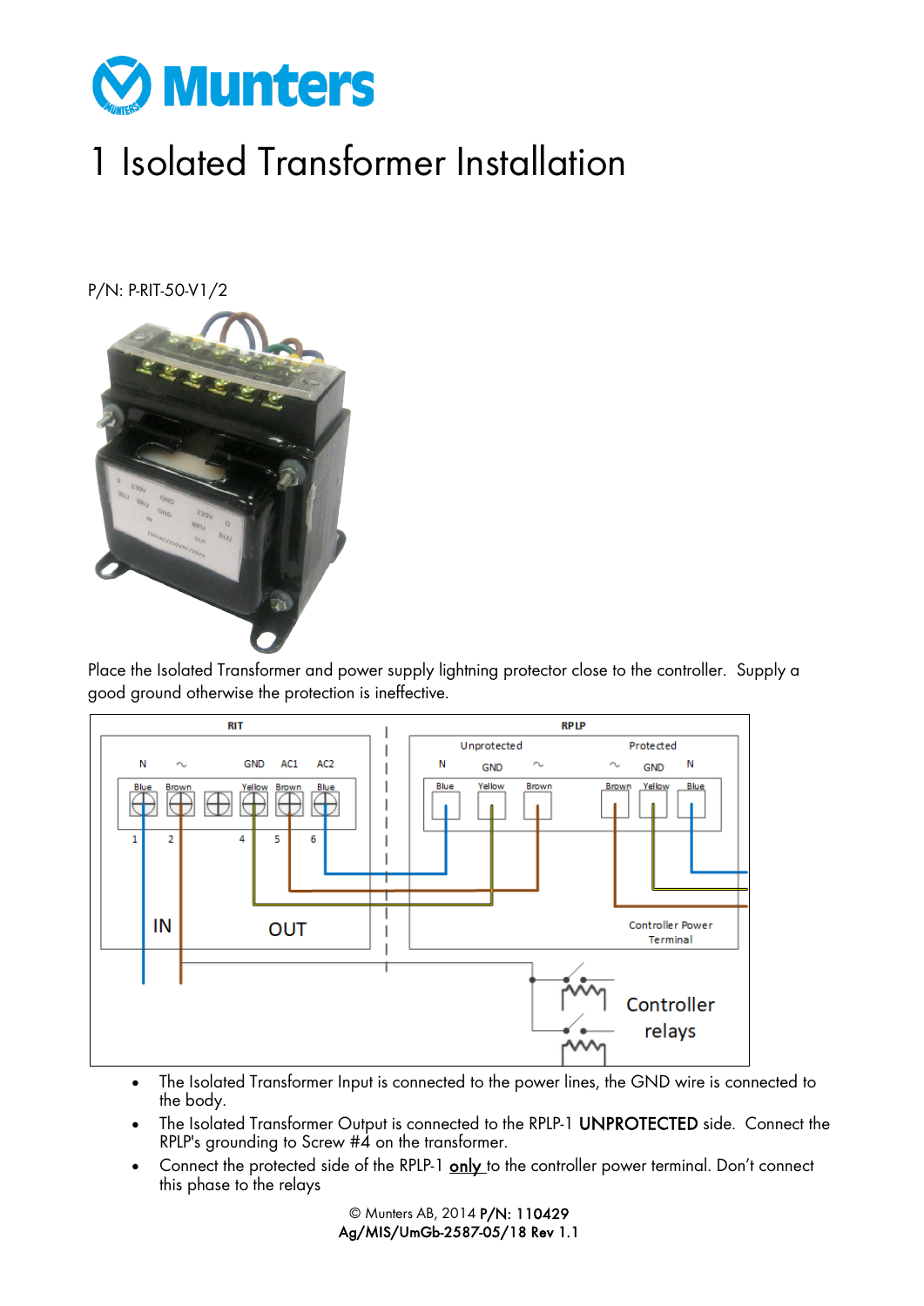# 1 Isolated Transformer Installation

P/N: P-RIT-50-V1/2

Place the Isolated Transformer and power supply lightning protector close to the controller. Supply a good ground otherwise the protection is ineffective.

- The Isolated Transformer Input is connected to the power lines, the GND wire is connected to the body.
- The Isolated Transformer Output is connected to the RPLP-1 **UNPROTECTED** side. Connect the RPLP's grounding to Screw #4 on the transformer.
- Connect the protected side of the RPLP-1 <u>only</u> to the controller power terminal. Don't connect this phase to the relays

© Munters AB, 2014 **P/N: 110429**
**Ag/MIS/UmGb-2587-05/18 Rev 1.1**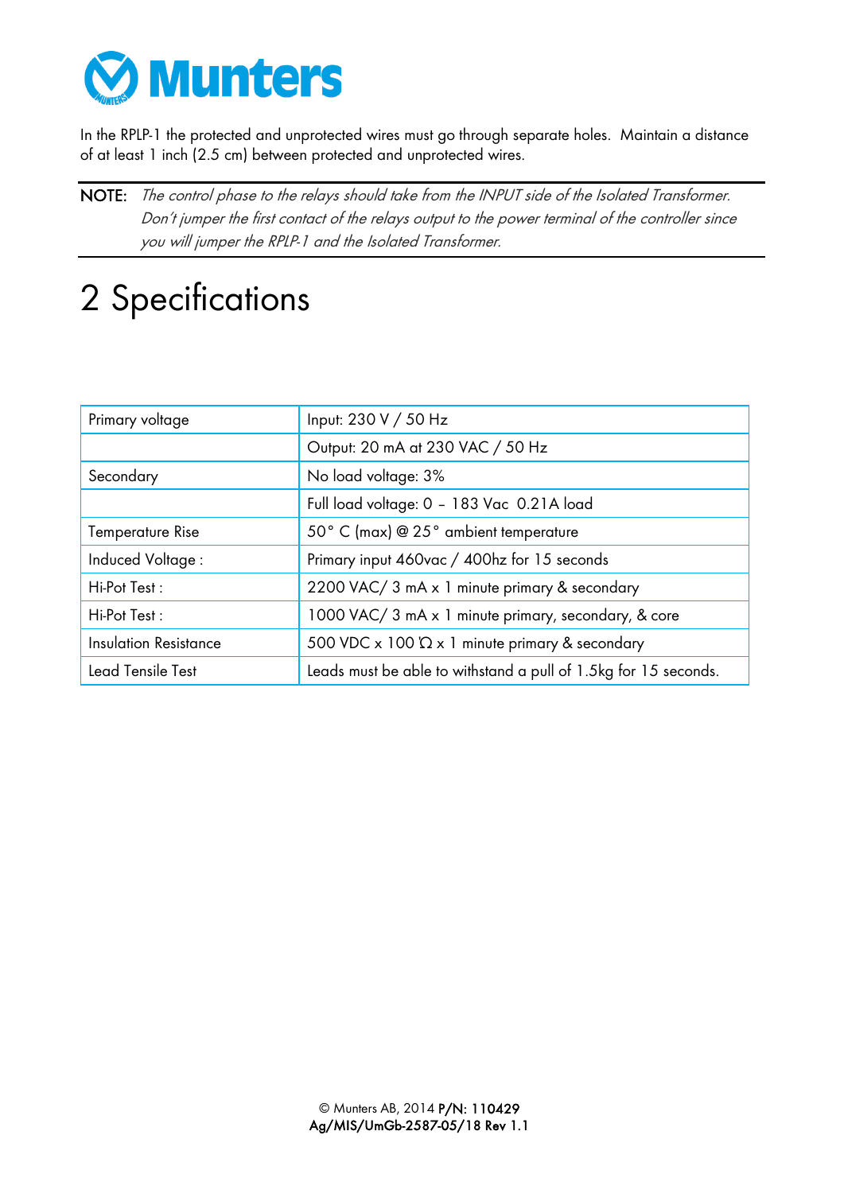In the RPLP-1 the protected and unprotected wires must go through separate holes. Maintain a distance of at least 1 inch (2.5 cm) between protected and unprotected wires.

NOTE: *The control phase to the relays should take from the INPUT side of the Isolated Transformer. Don't jumper the first contact of the relays output to the power terminal of the controller since you will jumper the RPLP-1 and the Isolated Transformer.*

# 2 Specifications

| | |
|---|---|
| Primary voltage | Input: 230 V / 50 Hz |
| | Output: 20 mA at 230 VAC / 50 Hz |
| Secondary | No load voltage: 3% |
| | Full load voltage: 0 – 183 Vac 0.21A load |
| Temperature Rise | 50° C (max) @ 25° ambient temperature |
| Induced Voltage : | Primary input 460vac / 400hz for 15 seconds |
| Hi-Pot Test : | 2200 VAC/ 3 mA x 1 minute primary & secondary |
| Hi-Pot Test : | 1000 VAC/ 3 mA x 1 minute primary, secondary, & core |
| Insulation Resistance | 500 VDC x 100 Ω x 1 minute primary & secondary |
| Lead Tensile Test | Leads must be able to withstand a pull of 1.5kg for 15 seconds. |

© Munters AB, 2014 P/N: 110429
Ag/MIS/UmGb-2587-05/18 Rev 1.1